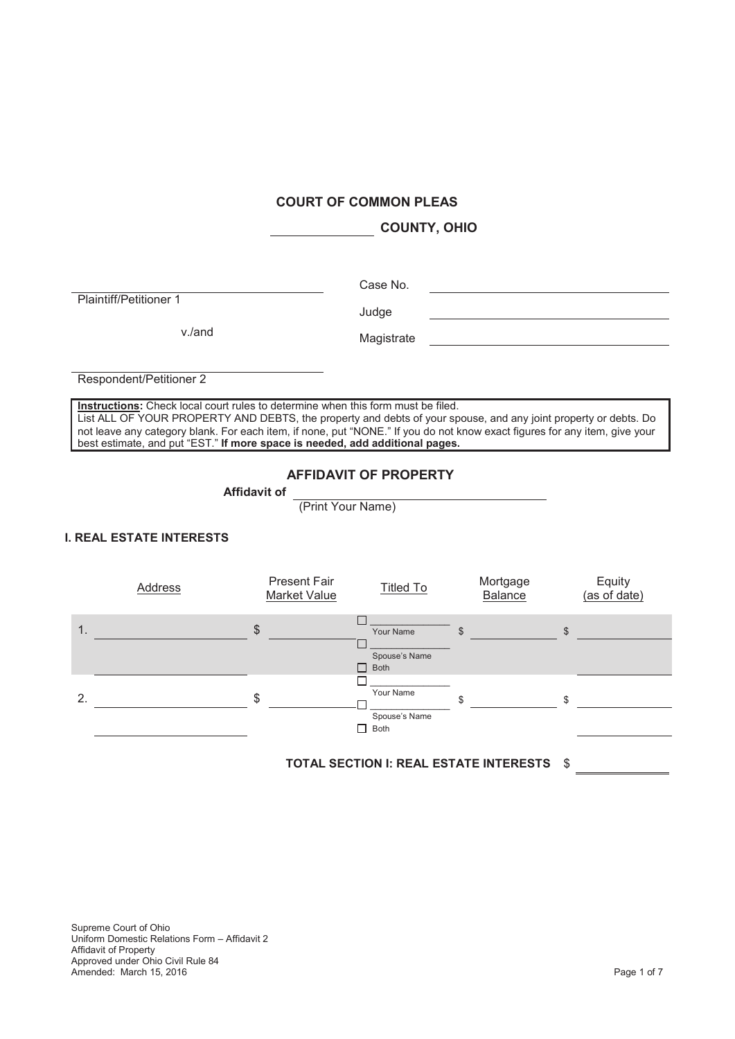# COURT OF COMMON PLEAS

**\_\_\_\_\_\_\_\_\_\_\_\_ COUNTY, OHIO**

| | |
|---|---|
| \_\_\_\_\_\_\_\_\_\_\_\_\_\_\_\_\_\_\_\_\_\_\_\_\_\_\_\_ | Case No. \_\_\_\_\_\_\_\_\_\_\_\_\_\_\_\_\_\_\_\_ |
| Plaintiff/Petitioner 1 | Judge \_\_\_\_\_\_\_\_\_\_\_\_\_\_\_\_\_\_\_\_ |
| v./and | Magistrate \_\_\_\_\_\_\_\_\_\_\_\_\_\_\_\_\_\_\_\_ |
| \_\_\_\_\_\_\_\_\_\_\_\_\_\_\_\_\_\_\_\_\_\_\_\_\_\_\_\_ | |
| Respondent/Petitioner 2 | |

**Instructions:** Check local court rules to determine when this form must be filed.
List ALL OF YOUR PROPERTY AND DEBTS, the property and debts of your spouse, and any joint property or debts. Do not leave any category blank. For each item, if none, put "NONE." If you do not know exact figures for any item, give your best estimate, and put "EST." **If more space is needed, add additional pages.**

## AFFIDAVIT OF PROPERTY

**Affidavit of** \_\_\_\_\_\_\_\_\_\_\_\_\_\_\_\_\_\_\_\_\_\_\_\_\_\_\_\_
(Print Your Name)

### I. REAL ESTATE INTERESTS

| | Address | Present Fair Market Value | Titled To | Mortgage Balance | Equity (as of date) |
|---|---|---|---|---|---|
| 1. | | $ | ☐ Your Name<br>☐ Spouse's Name<br>☐ Both | $ | $ |
| 2. | | $ | ☐ Your Name<br>☐ Spouse's Name<br>☐ Both | $ | $ |

**TOTAL SECTION I: REAL ESTATE INTERESTS** $ \_\_\_\_\_\_\_\_\_\_

Supreme Court of Ohio
Uniform Domestic Relations Form – Affidavit 2
Affidavit of Property
Approved under Ohio Civil Rule 84
Amended: March 15, 2016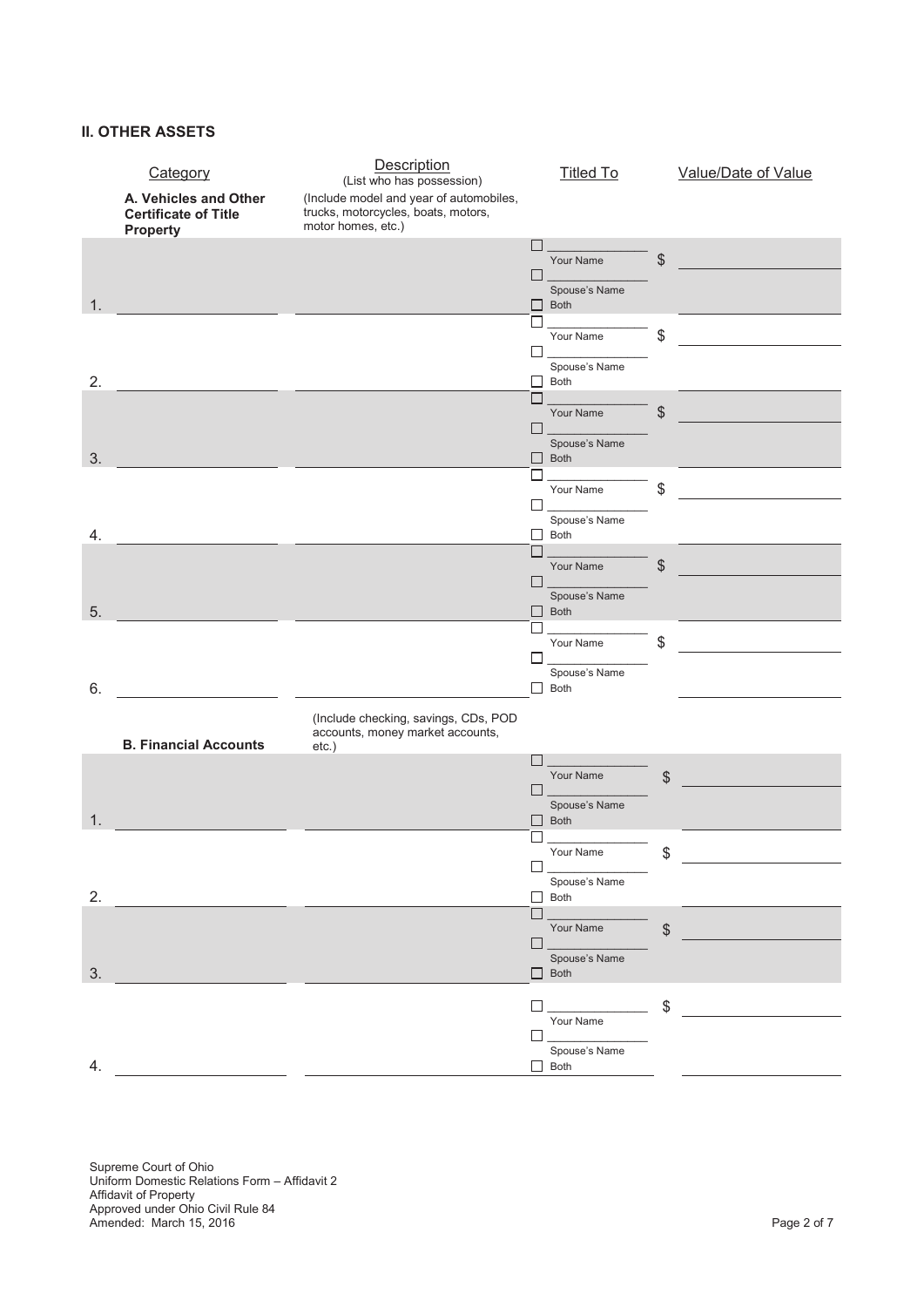## II. OTHER ASSETS

| | Category | Description (List who has possession) | Titled To | Value/Date of Value |
|---|---|---|---|---|
| | **A. Vehicles and Other Certificate of Title Property** | (Include model and year of automobiles, trucks, motorcycles, boats, motors, motor homes, etc.) | | |
| 1. | | | ☐ ______ Your Name ☐ ______ Spouse's Name ☐ Both | $ |
| 2. | | | ☐ ______ Your Name ☐ ______ Spouse's Name ☐ Both | $ |
| 3. | | | ☐ ______ Your Name ☐ ______ Spouse's Name ☐ Both | $ |
| 4. | | | ☐ ______ Your Name ☐ ______ Spouse's Name ☐ Both | $ |
| 5. | | | ☐ ______ Your Name ☐ ______ Spouse's Name ☐ Both | $ |
| 6. | | | ☐ ______ Your Name ☐ ______ Spouse's Name ☐ Both | $ |
| | **B. Financial Accounts** | (Include checking, savings, CDs, POD accounts, money market accounts, etc.) | | |
| 1. | | | ☐ ______ Your Name ☐ ______ Spouse's Name ☐ Both | $ |
| 2. | | | ☐ ______ Your Name ☐ ______ Spouse's Name ☐ Both | $ |
| 3. | | | ☐ ______ Your Name ☐ ______ Spouse's Name ☐ Both | $ |
| 4. | | | ☐ ______ Your Name ☐ ______ Spouse's Name ☐ Both | $ |

Supreme Court of Ohio
Uniform Domestic Relations Form – Affidavit 2
Affidavit of Property
Approved under Ohio Civil Rule 84
Amended: March 15, 2016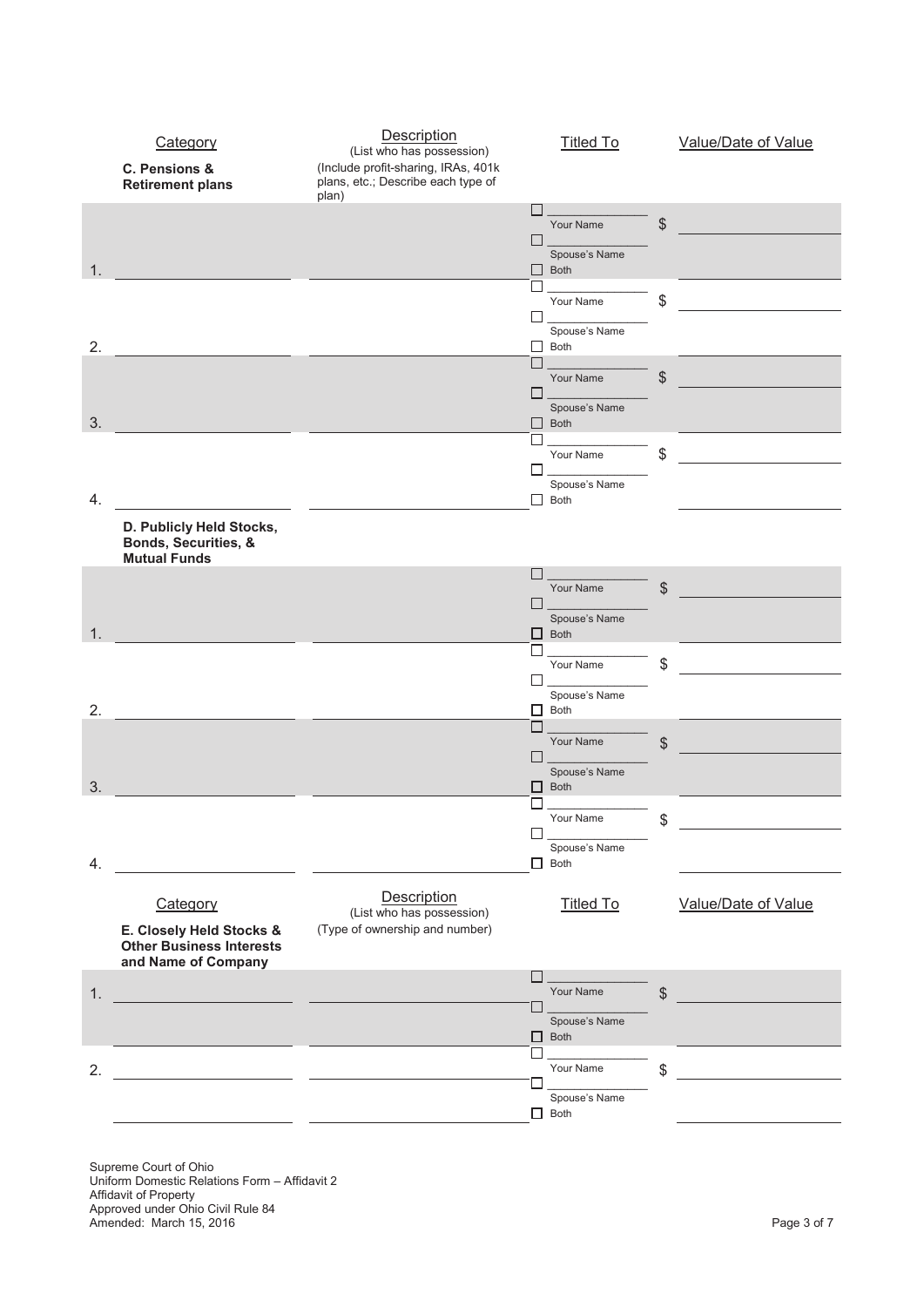| Category | Description (List who has possession) | Titled To | Value/Date of Value |
|---|---|---|---|
| **C. Pensions & Retirement plans** | (Include profit-sharing, IRAs, 401k plans, etc.; Describe each type of plan) | | |
| 1. | | ☐ Your Name ☐ Spouse's Name ☐ Both | $ |
| 2. | | ☐ Your Name ☐ Spouse's Name ☐ Both | $ |
| 3. | | ☐ Your Name ☐ Spouse's Name ☐ Both | $ |
| 4. | | ☐ Your Name ☐ Spouse's Name ☐ Both | $ |
| **D. Publicly Held Stocks, Bonds, Securities, & Mutual Funds** | | | |
| 1. | | ☐ Your Name ☐ Spouse's Name ☐ Both | $ |
| 2. | | ☐ Your Name ☐ Spouse's Name ☐ Both | $ |
| 3. | | ☐ Your Name ☐ Spouse's Name ☐ Both | $ |
| 4. | | ☐ Your Name ☐ Spouse's Name ☐ Both | $ |

| Category | Description (List who has possession) | Titled To | Value/Date of Value |
|---|---|---|---|
| **E. Closely Held Stocks & Other Business Interests and Name of Company** | (Type of ownership and number) | | |
| 1. | | ☐ Your Name ☐ Spouse's Name ☐ Both | $ |
| 2. | | ☐ Your Name ☐ Spouse's Name ☐ Both | $ |

Supreme Court of Ohio
Uniform Domestic Relations Form – Affidavit 2
Affidavit of Property
Approved under Ohio Civil Rule 84
Amended: March 15, 2016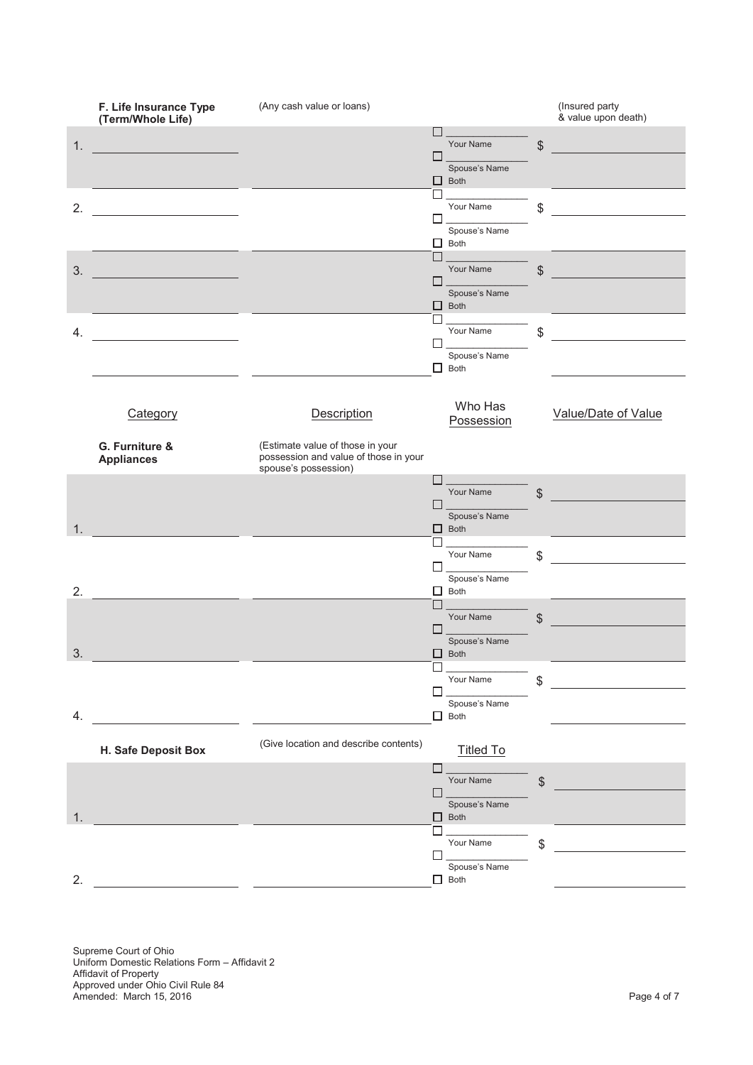| F. Life Insurance Type (Term/Whole Life) | (Any cash value or loans) | | (Insured party & value upon death) |
|---|---|---|---|
| 1. | | ☐ Your Name ☐ Spouse's Name ☐ Both | $ |
| 2. | | ☐ Your Name ☐ Spouse's Name ☐ Both | $ |
| 3. | | ☐ Your Name ☐ Spouse's Name ☐ Both | $ |
| 4. | | ☐ Your Name ☐ Spouse's Name ☐ Both | $ |

| Category | Description | Who Has Possession | Value/Date of Value |
|---|---|---|---|
| **G. Furniture & Appliances** | (Estimate value of those in your possession and value of those in your spouse's possession) | | |
| 1. | | ☐ Your Name ☐ Spouse's Name ☐ Both | $ |
| 2. | | ☐ Your Name ☐ Spouse's Name ☐ Both | $ |
| 3. | | ☐ Your Name ☐ Spouse's Name ☐ Both | $ |
| 4. | | ☐ Your Name ☐ Spouse's Name ☐ Both | $ |

| H. Safe Deposit Box | (Give location and describe contents) | Titled To | |
|---|---|---|---|
| 1. | | ☐ Your Name ☐ Spouse's Name ☐ Both | $ |
| 2. | | ☐ Your Name ☐ Spouse's Name ☐ Both | $ |

Supreme Court of Ohio
Uniform Domestic Relations Form – Affidavit 2
Affidavit of Property
Approved under Ohio Civil Rule 84
Amended: March 15, 2016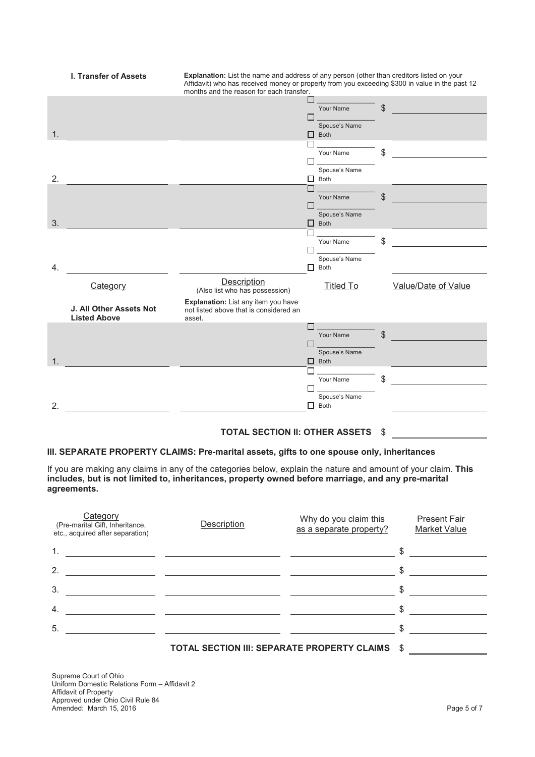**I. Transfer of Assets**

**Explanation:** List the name and address of any person (other than creditors listed on your Affidavit) who has received money or property from you exceeding $300 in value in the past 12 months and the reason for each transfer.

| # | | | Titled To | Value/Date of Value |
|---|---|---|---|---|
| 1. | | | ☐ Your Name ☐ Spouse's Name ☐ Both | $ |
| 2. | | | ☐ Your Name ☐ Spouse's Name ☐ Both | $ |
| 3. | | | ☐ Your Name ☐ Spouse's Name ☐ Both | $ |
| 4. | | | ☐ Your Name ☐ Spouse's Name ☐ Both | $ |

| Category | Description (Also list who has possession) | Titled To | Value/Date of Value |
|---|---|---|---|
| **J. All Other Assets Not Listed Above** | **Explanation:** List any item you have not listed above that is considered an asset. | | |
| 1. | | ☐ Your Name ☐ Spouse's Name ☐ Both | $ |
| 2. | | ☐ Your Name ☐ Spouse's Name ☐ Both | $ |

**TOTAL SECTION II: OTHER ASSETS** $ ____________

### III. SEPARATE PROPERTY CLAIMS: Pre-marital assets, gifts to one spouse only, inheritances

If you are making any claims in any of the categories below, explain the nature and amount of your claim. **This includes, but is not limited to, inheritances, property owned before marriage, and any pre-marital agreements.**

| Category (Pre-marital Gift, Inheritance, etc., acquired after separation) | Description | Why do you claim this as a separate property? | Present Fair Market Value |
|---|---|---|---|
| 1. | | | $ |
| 2. | | | $ |
| 3. | | | $ |
| 4. | | | $ |
| 5. | | | $ |

**TOTAL SECTION III: SEPARATE PROPERTY CLAIMS** $ ____________

Supreme Court of Ohio
Uniform Domestic Relations Form – Affidavit 2
Affidavit of Property
Approved under Ohio Civil Rule 84
Amended: March 15, 2016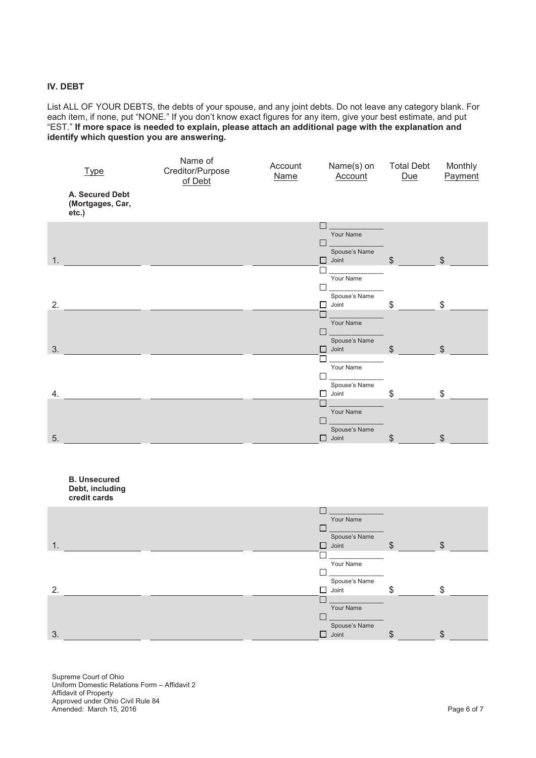## IV. DEBT

List ALL OF YOUR DEBTS, the debts of your spouse, and any joint debts. Do not leave any category blank. For each item, if none, put "NONE." If you don't know exact figures for any item, give your best estimate, and put "EST." **If more space is needed to explain, please attach an additional page with the explanation and identify which question you are answering.**

| Type | Name of Creditor/Purpose of Debt | Account Name | Name(s) on Account | Total Debt Due | Monthly Payment |
|---|---|---|---|---|---|
| **A. Secured Debt (Mortgages, Car, etc.)** | | | | | |
| 1. | | | ☐ ______ Your Name<br>☐ ______ Spouse's Name<br>☐ Joint | $ | $ |
| 2. | | | ☐ ______ Your Name<br>☐ ______ Spouse's Name<br>☐ Joint | $ | $ |
| 3. | | | ☐ ______ Your Name<br>☐ ______ Spouse's Name<br>☐ Joint | $ | $ |
| 4. | | | ☐ ______ Your Name<br>☐ ______ Spouse's Name<br>☐ Joint | $ | $ |
| 5. | | | ☐ ______ Your Name<br>☐ ______ Spouse's Name<br>☐ Joint | $ | $ |
| **B. Unsecured Debt, including credit cards** | | | | | |
| 1. | | | ☐ ______ Your Name<br>☐ ______ Spouse's Name<br>☐ Joint | $ | $ |
| 2. | | | ☐ ______ Your Name<br>☐ ______ Spouse's Name<br>☐ Joint | $ | $ |
| 3. | | | ☐ ______ Your Name<br>☐ ______ Spouse's Name<br>☐ Joint | $ | $ |

Supreme Court of Ohio
Uniform Domestic Relations Form – Affidavit 2
Affidavit of Property
Approved under Ohio Civil Rule 84
Amended: March 15, 2016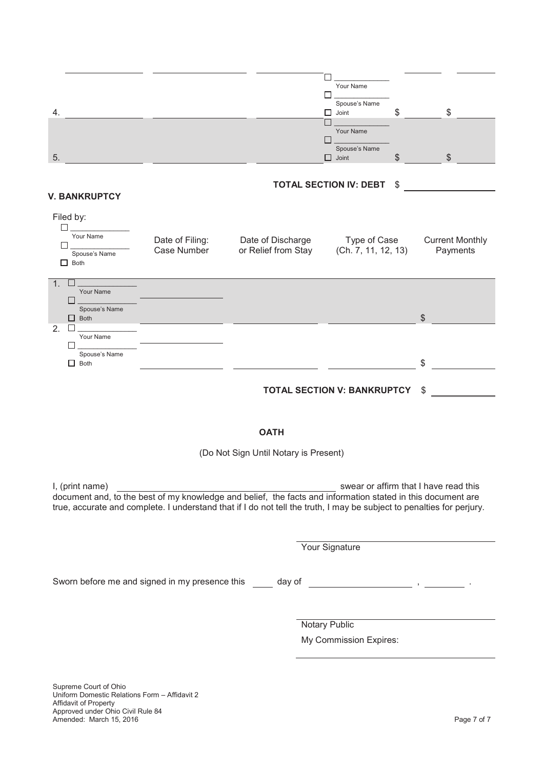| | | | | | |
|---|---|---|---|---|---|
| | | | ☐ ______ Your Name ☐ ______ Spouse's Name | | |
| 4. | | | ☐ Joint | $ | $ |
| | | | ☐ ______ Your Name ☐ ______ Spouse's Name | | |
| 5. | | | ☐ Joint | $ | $ |

**TOTAL SECTION IV: DEBT** $ ______

**V. BANKRUPTCY**

| Filed by: ☐ ______ Your Name ☐ ______ Spouse's Name ☐ Both | Date of Filing: Case Number | Date of Discharge or Relief from Stay | Type of Case (Ch. 7, 11, 12, 13) | Current Monthly Payments |
|---|---|---|---|---|
| 1. ☐ ______ Your Name ☐ ______ Spouse's Name ☐ Both | | | | $ |
| 2. ☐ ______ Your Name ☐ ______ Spouse's Name ☐ Both | | | | $ |

**TOTAL SECTION V: BANKRUPTCY** $ ______

**OATH**

(Do Not Sign Until Notary is Present)

I, (print name) ______________________ swear or affirm that I have read this document and, to the best of my knowledge and belief, the facts and information stated in this document are true, accurate and complete. I understand that if I do not tell the truth, I may be subject to penalties for perjury.

______________________
Your Signature

Sworn before me and signed in my presence this ____ day of ______________ , ______ .

______________________
Notary Public

My Commission Expires:

______________________

Supreme Court of Ohio
Uniform Domestic Relations Form – Affidavit 2
Affidavit of Property
Approved under Ohio Civil Rule 84
Amended: March 15, 2016